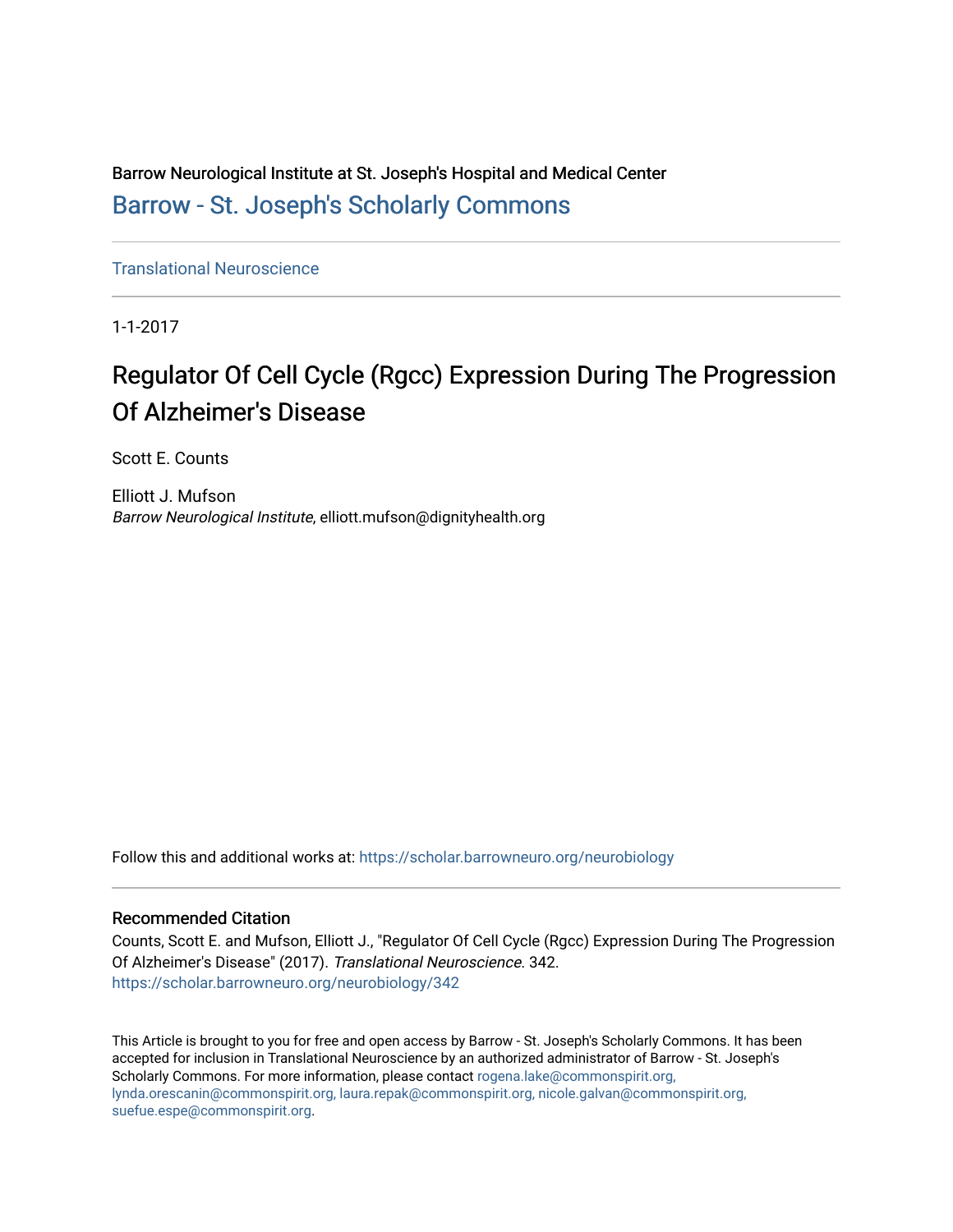Barrow Neurological Institute at St. Joseph's Hospital and Medical Center

Barrow - St. Joseph's Scholarly Commons

Translational Neuroscience

1-1-2017

# Regulator Of Cell Cycle (Rgcc) Expression During The Progression Of Alzheimer's Disease

Scott E. Counts

Elliott J. Mufson
*Barrow Neurological Institute*, elliott.mufson@dignityhealth.org

Follow this and additional works at: https://scholar.barrowneuro.org/neurobiology

## Recommended Citation

Counts, Scott E. and Mufson, Elliott J., "Regulator Of Cell Cycle (Rgcc) Expression During The Progression Of Alzheimer's Disease" (2017). *Translational Neuroscience*. 342.
https://scholar.barrowneuro.org/neurobiology/342

This Article is brought to you for free and open access by Barrow - St. Joseph's Scholarly Commons. It has been accepted for inclusion in Translational Neuroscience by an authorized administrator of Barrow - St. Joseph's Scholarly Commons. For more information, please contact rogena.lake@commonspirit.org, lynda.orescanin@commonspirit.org, laura.repak@commonspirit.org, nicole.galvan@commonspirit.org, suefue.espe@commonspirit.org.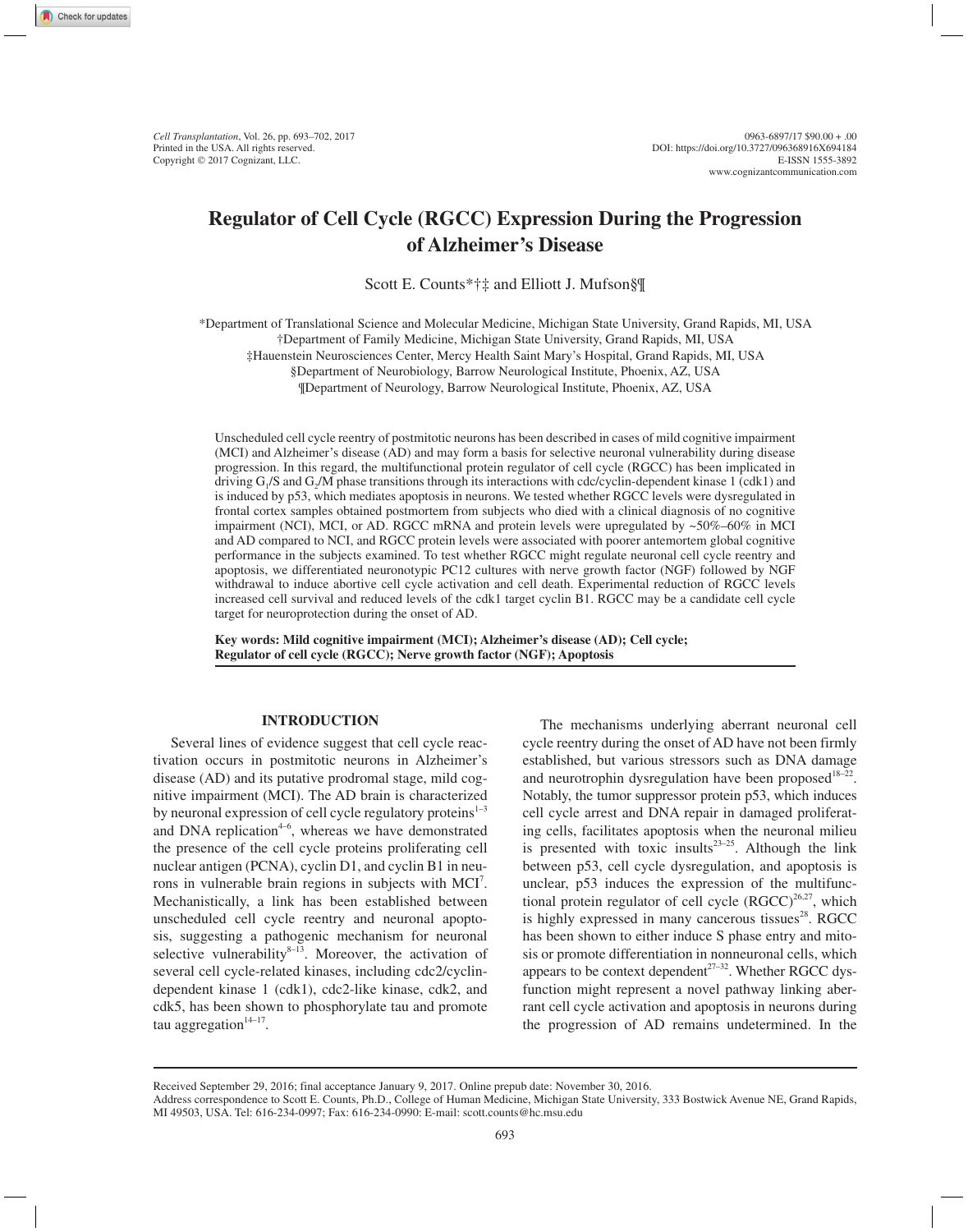# Regulator of Cell Cycle (RGCC) Expression During the Progression of Alzheimer's Disease

Scott E. Counts*†‡ and Elliott J. Mufson§¶

*Department of Translational Science and Molecular Medicine, Michigan State University, Grand Rapids, MI, USA
†Department of Family Medicine, Michigan State University, Grand Rapids, MI, USA
‡Hauenstein Neurosciences Center, Mercy Health Saint Mary's Hospital, Grand Rapids, MI, USA
§Department of Neurobiology, Barrow Neurological Institute, Phoenix, AZ, USA
¶Department of Neurology, Barrow Neurological Institute, Phoenix, AZ, USA

Unscheduled cell cycle reentry of postmitotic neurons has been described in cases of mild cognitive impairment (MCI) and Alzheimer's disease (AD) and may form a basis for selective neuronal vulnerability during disease progression. In this regard, the multifunctional protein regulator of cell cycle (RGCC) has been implicated in driving $G_1$/S and $G_2$/M phase transitions through its interactions with cdc/cyclin-dependent kinase 1 (cdk1) and is induced by p53, which mediates apoptosis in neurons. We tested whether RGCC levels were dysregulated in frontal cortex samples obtained postmortem from subjects who died with a clinical diagnosis of no cognitive impairment (NCI), MCI, or AD. RGCC mRNA and protein levels were upregulated by ~50%–60% in MCI and AD compared to NCI, and RGCC protein levels were associated with poorer antemortem global cognitive performance in the subjects examined. To test whether RGCC might regulate neuronal cell cycle reentry and apoptosis, we differentiated neuronotypic PC12 cultures with nerve growth factor (NGF) followed by NGF withdrawal to induce abortive cell cycle activation and cell death. Experimental reduction of RGCC levels increased cell survival and reduced levels of the cdk1 target cyclin B1. RGCC may be a candidate cell cycle target for neuroprotection during the onset of AD.

**Key words: Mild cognitive impairment (MCI); Alzheimer's disease (AD); Cell cycle; Regulator of cell cycle (RGCC); Nerve growth factor (NGF); Apoptosis**

## INTRODUCTION

Several lines of evidence suggest that cell cycle reactivation occurs in postmitotic neurons in Alzheimer's disease (AD) and its putative prodromal stage, mild cognitive impairment (MCI). The AD brain is characterized by neuronal expression of cell cycle regulatory proteins[1–3] and DNA replication[4–6], whereas we have demonstrated the presence of the cell cycle proteins proliferating cell nuclear antigen (PCNA), cyclin D1, and cyclin B1 in neurons in vulnerable brain regions in subjects with MCI[7]. Mechanistically, a link has been established between unscheduled cell cycle reentry and neuronal apoptosis, suggesting a pathogenic mechanism for neuronal selective vulnerability[8–13]. Moreover, the activation of several cell cycle-related kinases, including cdc2/cyclin-dependent kinase 1 (cdk1), cdc2-like kinase, cdk2, and cdk5, has been shown to phosphorylate tau and promote tau aggregation[14–17].

The mechanisms underlying aberrant neuronal cell cycle reentry during the onset of AD have not been firmly established, but various stressors such as DNA damage and neurotrophin dysregulation have been proposed[18–22]. Notably, the tumor suppressor protein p53, which induces cell cycle arrest and DNA repair in damaged proliferating cells, facilitates apoptosis when the neuronal milieu is presented with toxic insults[23–25]. Although the link between p53, cell cycle dysregulation, and apoptosis is unclear, p53 induces the expression of the multifunctional protein regulator of cell cycle (RGCC)[26,27], which is highly expressed in many cancerous tissues[28]. RGCC has been shown to either induce S phase entry and mitosis or promote differentiation in nonneuronal cells, which appears to be context dependent[27–32]. Whether RGCC dysfunction might represent a novel pathway linking aberrant cell cycle activation and apoptosis in neurons during the progression of AD remains undetermined. In the

Received September 29, 2016; final acceptance January 9, 2017. Online prepub date: November 30, 2016.
Address correspondence to Scott E. Counts, Ph.D., College of Human Medicine, Michigan State University, 333 Bostwick Avenue NE, Grand Rapids, MI 49503, USA. Tel: 616-234-0997; Fax: 616-234-0990: E-mail: scott.counts@hc.msu.edu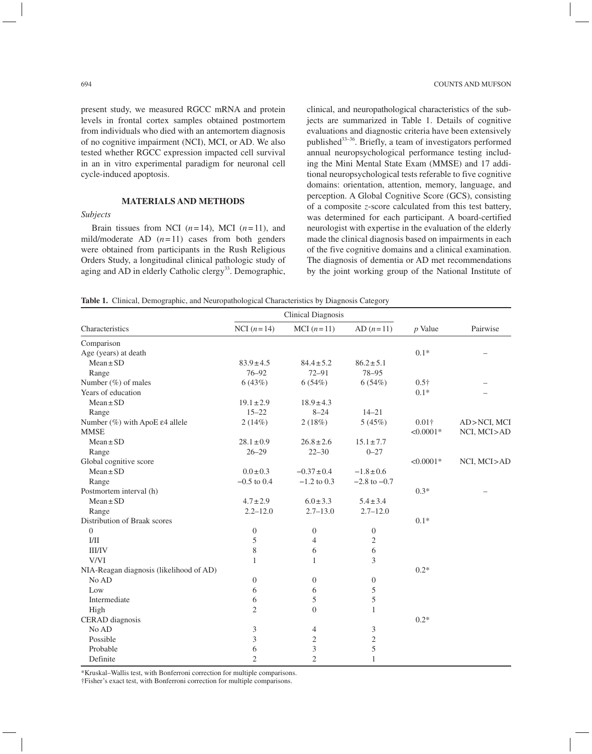present study, we measured RGCC mRNA and protein levels in frontal cortex samples obtained postmortem from individuals who died with an antemortem diagnosis of no cognitive impairment (NCI), MCI, or AD. We also tested whether RGCC expression impacted cell survival in an in vitro experimental paradigm for neuronal cell cycle-induced apoptosis.

## MATERIALS AND METHODS

### *Subjects*

Brain tissues from NCI ($n = 14$), MCI ($n = 11$), and mild/moderate AD ($n = 11$) cases from both genders were obtained from participants in the Rush Religious Orders Study, a longitudinal clinical pathologic study of aging and AD in elderly Catholic clergy[33]. Demographic, clinical, and neuropathological characteristics of the subjects are summarized in Table 1. Details of cognitive evaluations and diagnostic criteria have been extensively published[33–36]. Briefly, a team of investigators performed annual neuropsychological performance testing including the Mini Mental State Exam (MMSE) and 17 additional neuropsychological tests referable to five cognitive domains: orientation, attention, memory, language, and perception. A Global Cognitive Score (GCS), consisting of a composite $z$-score calculated from this test battery, was determined for each participant. A board-certified neurologist with expertise in the evaluation of the elderly made the clinical diagnosis based on impairments in each of the five cognitive domains and a clinical examination. The diagnosis of dementia or AD met recommendations by the joint working group of the National Institute of

**Table 1.** Clinical, Demographic, and Neuropathological Characteristics by Diagnosis Category

| | Clinical Diagnosis | | | | |
|---|---|---|---|---|---|
| Characteristics | NCI ($n = 14$) | MCI ($n = 11$) | AD ($n = 11$) | $p$ Value | Pairwise |
| Comparison | | | | | |
| Age (years) at death | | | | 0.1* | – |
| Mean ± SD | 83.9 ± 4.5 | 84.4 ± 5.2 | 86.2 ± 5.1 | | |
| Range | 76–92 | 72–91 | 78–95 | | |
| Number (%) of males | 6 (43%) | 6 (54%) | 6 (54%) | 0.5† | – |
| Years of education | | | | 0.1* | – |
| Mean ± SD | 19.1 ± 2.9 | 18.9 ± 4.3 | | | |
| Range | 15–22 | 8–24 | 14–21 | | |
| Number (%) with ApoE ε4 allele | 2 (14%) | 2 (18%) | 5 (45%) | 0.01† | AD > NCI, MCI |
| MMSE | | | | <0.0001* | NCI, MCI > AD |
| Mean ± SD | 28.1 ± 0.9 | 26.8 ± 2.6 | 15.1 ± 7.7 | | |
| Range | 26–29 | 22–30 | 0–27 | | |
| Global cognitive score | | | | <0.0001* | NCI, MCI > AD |
| Mean ± SD | 0.0 ± 0.3 | −0.37 ± 0.4 | −1.8 ± 0.6 | | |
| Range | −0.5 to 0.4 | −1.2 to 0.3 | −2.8 to −0.7 | | |
| Postmortem interval (h) | | | | 0.3* | – |
| Mean ± SD | 4.7 ± 2.9 | 6.0 ± 3.3 | 5.4 ± 3.4 | | |
| Range | 2.2–12.0 | 2.7–13.0 | 2.7–12.0 | | |
| Distribution of Braak scores | | | | 0.1* | |
| 0 | 0 | 0 | 0 | | |
| I/II | 5 | 4 | 2 | | |
| III/IV | 8 | 6 | 6 | | |
| V/VI | 1 | 1 | 3 | | |
| NIA-Reagan diagnosis (likelihood of AD) | | | | 0.2* | |
| No AD | 0 | 0 | 0 | | |
| Low | 6 | 6 | 5 | | |
| Intermediate | 6 | 5 | 5 | | |
| High | 2 | 0 | 1 | | |
| CERAD diagnosis | | | | 0.2* | |
| No AD | 3 | 4 | 3 | | |
| Possible | 3 | 2 | 2 | | |
| Probable | 6 | 3 | 5 | | |
| Definite | 2 | 2 | 1 | | |

*Kruskal–Wallis test, with Bonferroni correction for multiple comparisons.
†Fisher's exact test, with Bonferroni correction for multiple comparisons.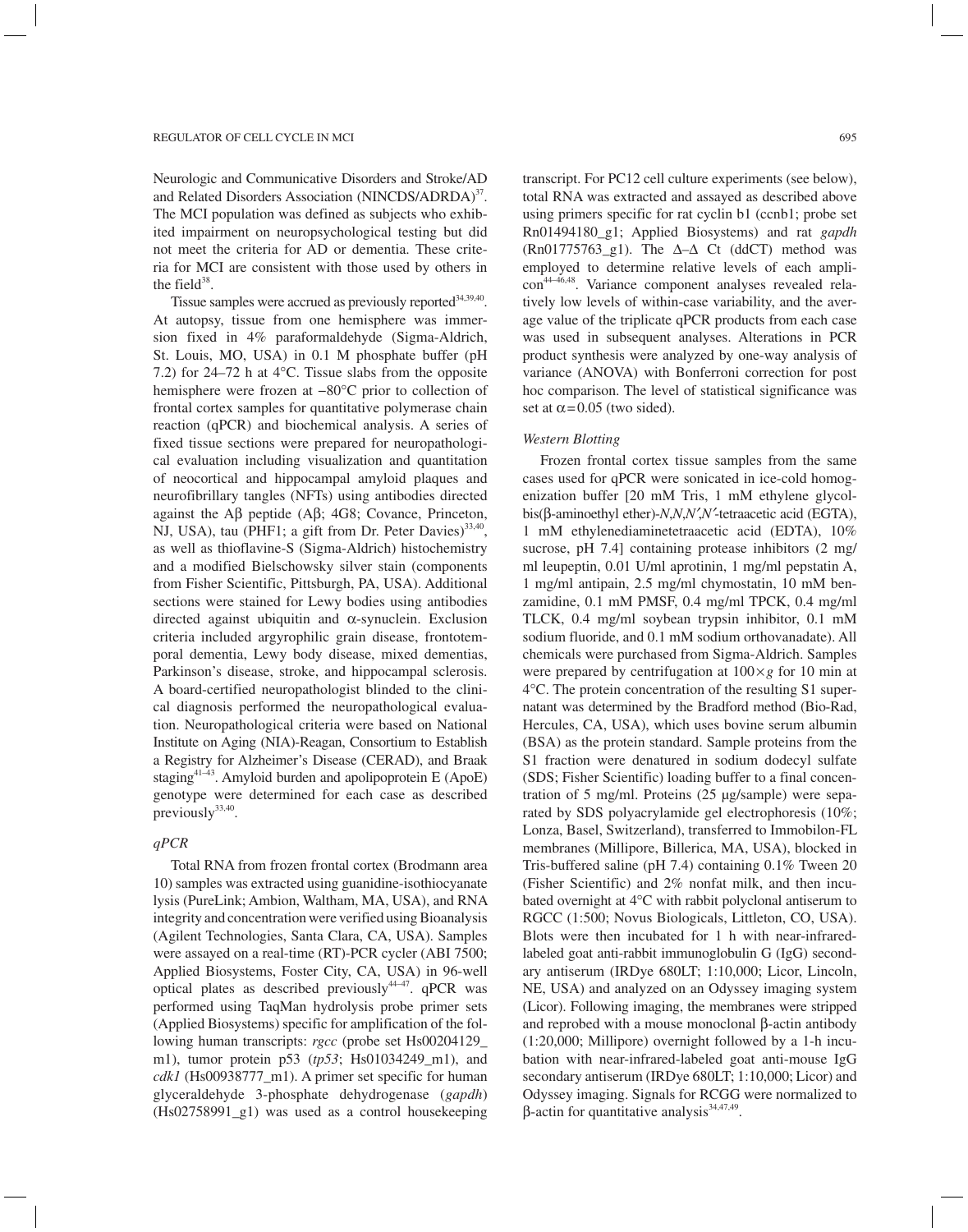Neurologic and Communicative Disorders and Stroke/AD and Related Disorders Association (NINCDS/ADRDA)[37]. The MCI population was defined as subjects who exhibited impairment on neuropsychological testing but did not meet the criteria for AD or dementia. These criteria for MCI are consistent with those used by others in the field[38].

Tissue samples were accrued as previously reported[34,39,40]. At autopsy, tissue from one hemisphere was immersion fixed in 4% paraformaldehyde (Sigma-Aldrich, St. Louis, MO, USA) in 0.1 M phosphate buffer (pH 7.2) for 24–72 h at 4°C. Tissue slabs from the opposite hemisphere were frozen at −80°C prior to collection of frontal cortex samples for quantitative polymerase chain reaction (qPCR) and biochemical analysis. A series of fixed tissue sections were prepared for neuropathological evaluation including visualization and quantitation of neocortical and hippocampal amyloid plaques and neurofibrillary tangles (NFTs) using antibodies directed against the Aβ peptide (Aβ; 4G8; Covance, Princeton, NJ, USA), tau (PHF1; a gift from Dr. Peter Davies)[33,40], as well as thioflavine-S (Sigma-Aldrich) histochemistry and a modified Bielschowsky silver stain (components from Fisher Scientific, Pittsburgh, PA, USA). Additional sections were stained for Lewy bodies using antibodies directed against ubiquitin and α-synuclein. Exclusion criteria included argyrophilic grain disease, frontotemporal dementia, Lewy body disease, mixed dementias, Parkinson's disease, stroke, and hippocampal sclerosis. A board-certified neuropathologist blinded to the clinical diagnosis performed the neuropathological evaluation. Neuropathological criteria were based on National Institute on Aging (NIA)-Reagan, Consortium to Establish a Registry for Alzheimer's Disease (CERAD), and Braak staging[41–43]. Amyloid burden and apolipoprotein E (ApoE) genotype were determined for each case as described previously[33,40].

### *qPCR*

Total RNA from frozen frontal cortex (Brodmann area 10) samples was extracted using guanidine-isothiocyanate lysis (PureLink; Ambion, Waltham, MA, USA), and RNA integrity and concentration were verified using Bioanalysis (Agilent Technologies, Santa Clara, CA, USA). Samples were assayed on a real-time (RT)-PCR cycler (ABI 7500; Applied Biosystems, Foster City, CA, USA) in 96-well optical plates as described previously[44–47]. qPCR was performed using TaqMan hydrolysis probe primer sets (Applied Biosystems) specific for amplification of the following human transcripts: *rgcc* (probe set Hs00204129_m1), tumor protein p53 (*tp53*; Hs01034249_m1), and *cdk1* (Hs00938777_m1). A primer set specific for human glyceraldehyde 3-phosphate dehydrogenase (*gapdh*) (Hs02758991_g1) was used as a control housekeeping transcript. For PC12 cell culture experiments (see below), total RNA was extracted and assayed as described above using primers specific for rat cyclin b1 (ccnb1; probe set Rn01494180_g1; Applied Biosystems) and rat *gapdh* (Rn01775763_g1). The Δ–Δ Ct (ddCT) method was employed to determine relative levels of each amplicon[44–46,48]. Variance component analyses revealed relatively low levels of within-case variability, and the average value of the triplicate qPCR products from each case was used in subsequent analyses. Alterations in PCR product synthesis were analyzed by one-way analysis of variance (ANOVA) with Bonferroni correction for post hoc comparison. The level of statistical significance was set at $\alpha = 0.05$ (two sided).

### *Western Blotting*

Frozen frontal cortex tissue samples from the same cases used for qPCR were sonicated in ice-cold homogenization buffer [20 mM Tris, 1 mM ethylene glycol-bis(β-aminoethyl ether)-*N*,*N*,*N′*,*N′*-tetraacetic acid (EGTA), 1 mM ethylenediaminetetraacetic acid (EDTA), 10% sucrose, pH 7.4] containing protease inhibitors (2 mg/ml leupeptin, 0.01 U/ml aprotinin, 1 mg/ml pepstatin A, 1 mg/ml antipain, 2.5 mg/ml chymostatin, 10 mM benzamidine, 0.1 mM PMSF, 0.4 mg/ml TPCK, 0.4 mg/ml TLCK, 0.4 mg/ml soybean trypsin inhibitor, 0.1 mM sodium fluoride, and 0.1 mM sodium orthovanadate). All chemicals were purchased from Sigma-Aldrich. Samples were prepared by centrifugation at 100×*g* for 10 min at 4°C. The protein concentration of the resulting S1 supernatant was determined by the Bradford method (Bio-Rad, Hercules, CA, USA), which uses bovine serum albumin (BSA) as the protein standard. Sample proteins from the S1 fraction were denatured in sodium dodecyl sulfate (SDS; Fisher Scientific) loading buffer to a final concentration of 5 mg/ml. Proteins (25 µg/sample) were separated by SDS polyacrylamide gel electrophoresis (10%; Lonza, Basel, Switzerland), transferred to Immobilon-FL membranes (Millipore, Billerica, MA, USA), blocked in Tris-buffered saline (pH 7.4) containing 0.1% Tween 20 (Fisher Scientific) and 2% nonfat milk, and then incubated overnight at 4°C with rabbit polyclonal antiserum to RGCC (1:500; Novus Biologicals, Littleton, CO, USA). Blots were then incubated for 1 h with near-infrared-labeled goat anti-rabbit immunoglobulin G (IgG) secondary antiserum (IRDye 680LT; 1:10,000; Licor, Lincoln, NE, USA) and analyzed on an Odyssey imaging system (Licor). Following imaging, the membranes were stripped and reprobed with a mouse monoclonal β-actin antibody (1:20,000; Millipore) overnight followed by a 1-h incubation with near-infrared-labeled goat anti-mouse IgG secondary antiserum (IRDye 680LT; 1:10,000; Licor) and Odyssey imaging. Signals for RCGG were normalized to β-actin for quantitative analysis[34,47,49].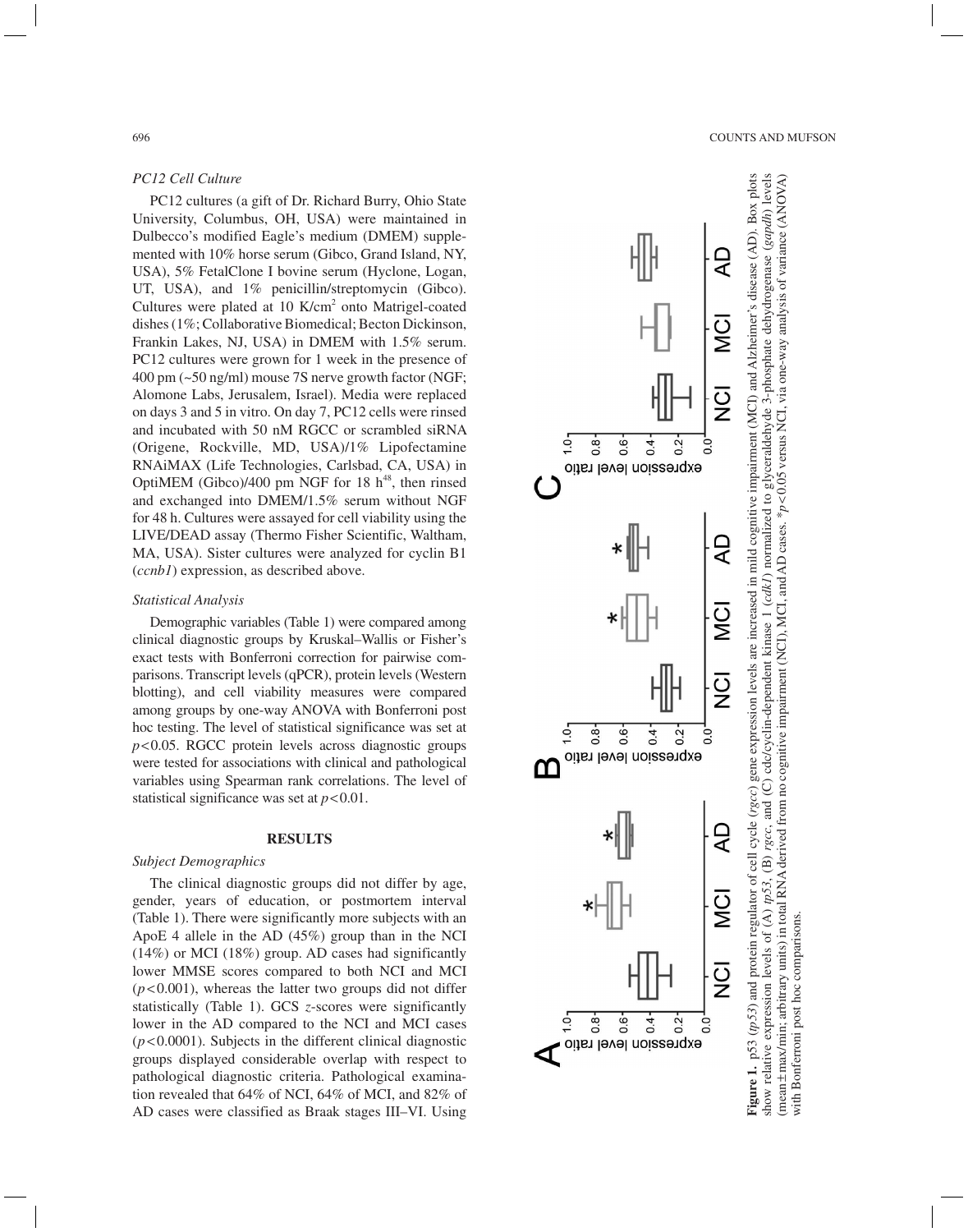### PC12 Cell Culture

PC12 cultures (a gift of Dr. Richard Burry, Ohio State University, Columbus, OH, USA) were maintained in Dulbecco's modified Eagle's medium (DMEM) supplemented with 10% horse serum (Gibco, Grand Island, NY, USA), 5% FetalClone I bovine serum (Hyclone, Logan, UT, USA), and 1% penicillin/streptomycin (Gibco). Cultures were plated at 10 K/cm$^2$ onto Matrigel-coated dishes (1%; Collaborative Biomedical; Becton Dickinson, Frankin Lakes, NJ, USA) in DMEM with 1.5% serum. PC12 cultures were grown for 1 week in the presence of 400 pm (~50 ng/ml) mouse 7S nerve growth factor (NGF; Alomone Labs, Jerusalem, Israel). Media were replaced on days 3 and 5 in vitro. On day 7, PC12 cells were rinsed and incubated with 50 nM RGCC or scrambled siRNA (Origene, Rockville, MD, USA)/1% Lipofectamine RNAiMAX (Life Technologies, Carlsbad, CA, USA) in OptiMEM (Gibco)/400 pm NGF for 18 h[48], then rinsed and exchanged into DMEM/1.5% serum without NGF for 48 h. Cultures were assayed for cell viability using the LIVE/DEAD assay (Thermo Fisher Scientific, Waltham, MA, USA). Sister cultures were analyzed for cyclin B1 (*ccnb1*) expression, as described above.

### Statistical Analysis

Demographic variables (Table 1) were compared among clinical diagnostic groups by Kruskal–Wallis or Fisher's exact tests with Bonferroni correction for pairwise comparisons. Transcript levels (qPCR), protein levels (Western blotting), and cell viability measures were compared among groups by one-way ANOVA with Bonferroni post hoc testing. The level of statistical significance was set at $p<0.05$. RGCC protein levels across diagnostic groups were tested for associations with clinical and pathological variables using Spearman rank correlations. The level of statistical significance was set at $p<0.01$.

## RESULTS

### Subject Demographics

The clinical diagnostic groups did not differ by age, gender, years of education, or postmortem interval (Table 1). There were significantly more subjects with an ApoE 4 allele in the AD (45%) group than in the NCI (14%) or MCI (18%) group. AD cases had significantly lower MMSE scores compared to both NCI and MCI ($p<0.001$), whereas the latter two groups did not differ statistically (Table 1). GCS *z*-scores were significantly lower in the AD compared to the NCI and MCI cases ($p<0.0001$). Subjects in the different clinical diagnostic groups displayed considerable overlap with respect to pathological diagnostic criteria. Pathological examination revealed that 64% of NCI, 64% of MCI, and 82% of AD cases were classified as Braak stages III–VI. Using

**Figure 1.** p53 (*tp53*) and protein regulator of cell cycle (*rgcc*) gene expression levels are increased in mild cognitive impairment (MCI) and Alzheimer's disease (AD). Box plots show relative expression levels of (A) *tp53*, (B) *rgcc*, and (C) cdc/cyclin-dependent kinase 1 (*cdk1*) normalized to glyceraldehyde 3-phosphate dehydrogenase (*gapdh*) levels (mean ± max/min; arbitrary units) in total RNA derived from no cognitive impairment (NCI), MCI, and AD cases. *$p<0.05$ versus NCI, via one-way analysis of variance (ANOVA) with Bonferroni post hoc comparisons.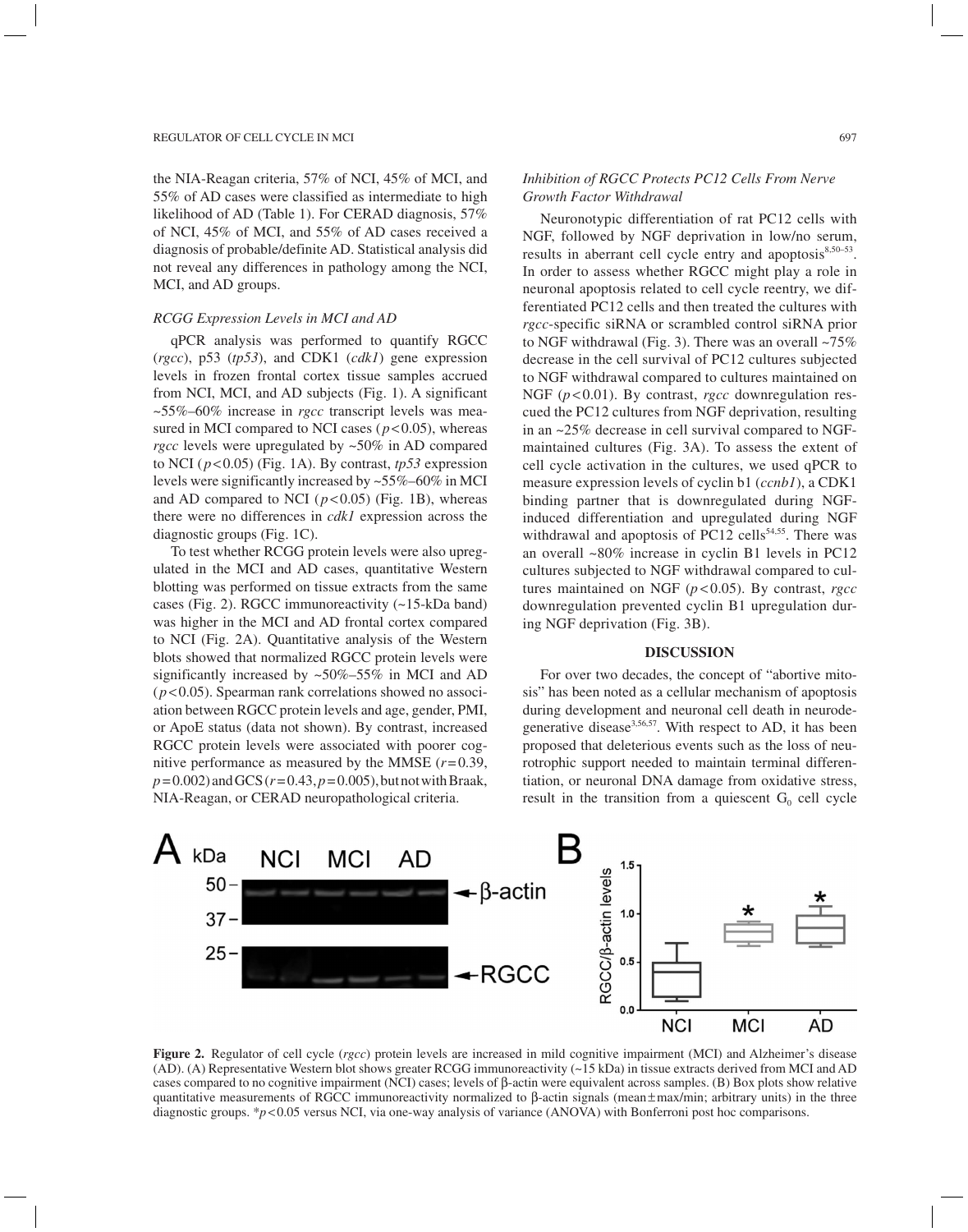the NIA-Reagan criteria, 57% of NCI, 45% of MCI, and 55% of AD cases were classified as intermediate to high likelihood of AD (Table 1). For CERAD diagnosis, 57% of NCI, 45% of MCI, and 55% of AD cases received a diagnosis of probable/definite AD. Statistical analysis did not reveal any differences in pathology among the NCI, MCI, and AD groups.

### *RCGG Expression Levels in MCI and AD*

qPCR analysis was performed to quantify RGCC (*rgcc*), p53 (*tp53*), and CDK1 (*cdk1*) gene expression levels in frozen frontal cortex tissue samples accrued from NCI, MCI, and AD subjects (Fig. 1). A significant ~55%–60% increase in *rgcc* transcript levels was measured in MCI compared to NCI cases ($p<0.05$), whereas *rgcc* levels were upregulated by ~50% in AD compared to NCI ($p<0.05$) (Fig. 1A). By contrast, *tp53* expression levels were significantly increased by ~55%–60% in MCI and AD compared to NCI ($p<0.05$) (Fig. 1B), whereas there were no differences in *cdk1* expression across the diagnostic groups (Fig. 1C).

To test whether RCGG protein levels were also upregulated in the MCI and AD cases, quantitative Western blotting was performed on tissue extracts from the same cases (Fig. 2). RGCC immunoreactivity (~15-kDa band) was higher in the MCI and AD frontal cortex compared to NCI (Fig. 2A). Quantitative analysis of the Western blots showed that normalized RGCC protein levels were significantly increased by ~50%–55% in MCI and AD ($p<0.05$). Spearman rank correlations showed no association between RGCC protein levels and age, gender, PMI, or ApoE status (data not shown). By contrast, increased RGCC protein levels were associated with poorer cognitive performance as measured by the MMSE ($r=0.39$, $p=0.002$) and GCS ($r=0.43$, $p=0.005$), but not with Braak, NIA-Reagan, or CERAD neuropathological criteria.

### *Inhibition of RGCC Protects PC12 Cells From Nerve Growth Factor Withdrawal*

Neuronotypic differentiation of rat PC12 cells with NGF, followed by NGF deprivation in low/no serum, results in aberrant cell cycle entry and apoptosis[8,50–53]. In order to assess whether RGCC might play a role in neuronal apoptosis related to cell cycle reentry, we differentiated PC12 cells and then treated the cultures with *rgcc*-specific siRNA or scrambled control siRNA prior to NGF withdrawal (Fig. 3). There was an overall ~75% decrease in the cell survival of PC12 cultures subjected to NGF withdrawal compared to cultures maintained on NGF ($p<0.01$). By contrast, *rgcc* downregulation rescued the PC12 cultures from NGF deprivation, resulting in an ~25% decrease in cell survival compared to NGF-maintained cultures (Fig. 3A). To assess the extent of cell cycle activation in the cultures, we used qPCR to measure expression levels of cyclin b1 (*ccnb1*), a CDK1 binding partner that is downregulated during NGF-induced differentiation and upregulated during NGF withdrawal and apoptosis of PC12 cells[54,55]. There was an overall ~80% increase in cyclin B1 levels in PC12 cultures subjected to NGF withdrawal compared to cultures maintained on NGF ($p<0.05$). By contrast, *rgcc* downregulation prevented cyclin B1 upregulation during NGF deprivation (Fig. 3B).

## DISCUSSION

For over two decades, the concept of "abortive mitosis" has been noted as a cellular mechanism of apoptosis during development and neuronal cell death in neurodegenerative disease[3,56,57]. With respect to AD, it has been proposed that deleterious events such as the loss of neurotrophic support needed to maintain terminal differentiation, or neuronal DNA damage from oxidative stress, result in the transition from a quiescent $G_0$ cell cycle

**Figure 2.** Regulator of cell cycle (*rgcc*) protein levels are increased in mild cognitive impairment (MCI) and Alzheimer's disease (AD). (A) Representative Western blot shows greater RCGG immunoreactivity (~15 kDa) in tissue extracts derived from MCI and AD cases compared to no cognitive impairment (NCI) cases; levels of β-actin were equivalent across samples. (B) Box plots show relative quantitative measurements of RGCC immunoreactivity normalized to β-actin signals (mean±max/min; arbitrary units) in the three diagnostic groups. *$p<0.05$ versus NCI, via one-way analysis of variance (ANOVA) with Bonferroni post hoc comparisons.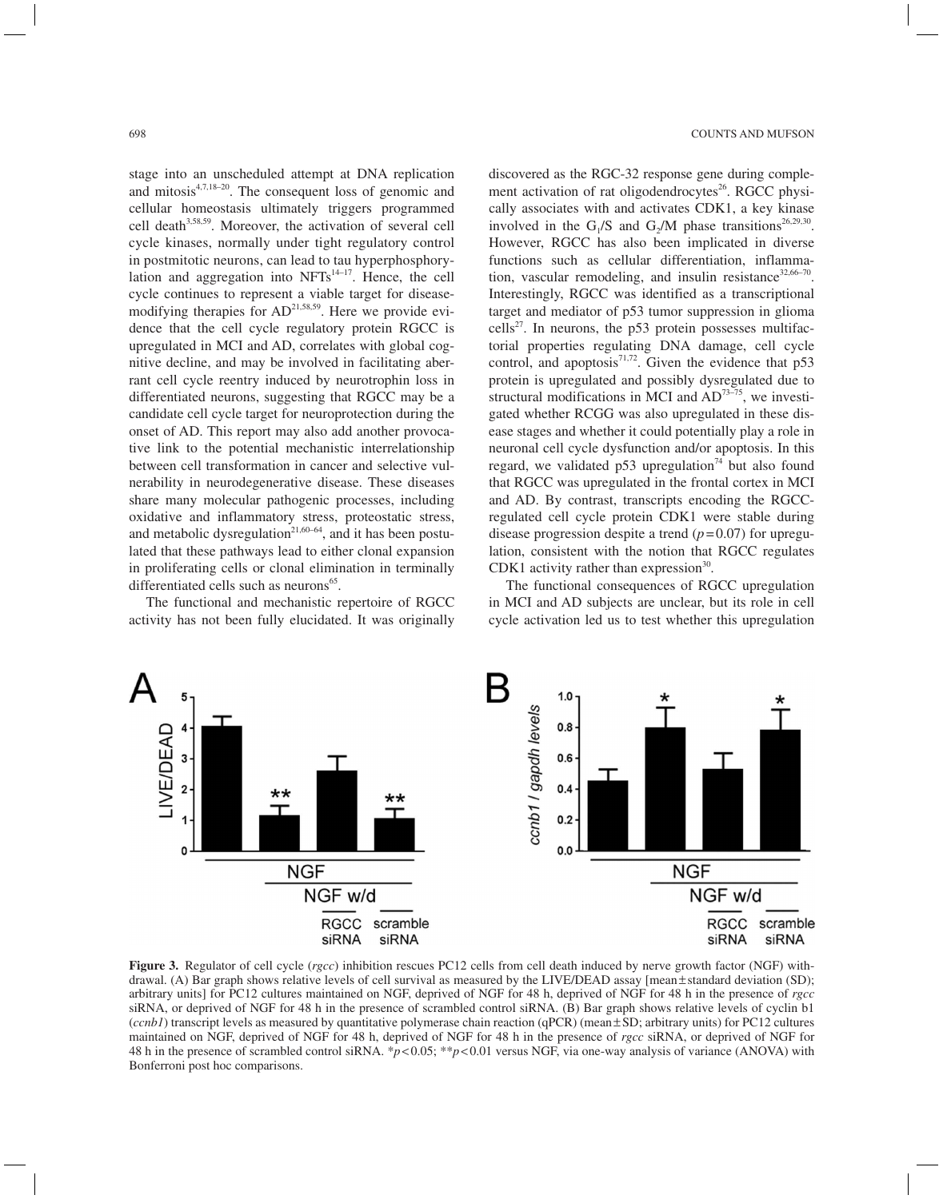stage into an unscheduled attempt at DNA replication and mitosis[4,7,18–20]. The consequent loss of genomic and cellular homeostasis ultimately triggers programmed cell death[3,58,59]. Moreover, the activation of several cell cycle kinases, normally under tight regulatory control in postmitotic neurons, can lead to tau hyperphosphorylation and aggregation into NFTs[14–17]. Hence, the cell cycle continues to represent a viable target for disease-modifying therapies for AD[21,58,59]. Here we provide evidence that the cell cycle regulatory protein RGCC is upregulated in MCI and AD, correlates with global cognitive decline, and may be involved in facilitating aberrant cell cycle reentry induced by neurotrophin loss in differentiated neurons, suggesting that RGCC may be a candidate cell cycle target for neuroprotection during the onset of AD. This report may also add another provocative link to the potential mechanistic interrelationship between cell transformation in cancer and selective vulnerability in neurodegenerative disease. These diseases share many molecular pathogenic processes, including oxidative and inflammatory stress, proteostatic stress, and metabolic dysregulation[21,60–64], and it has been postulated that these pathways lead to either clonal expansion in proliferating cells or clonal elimination in terminally differentiated cells such as neurons[65].

The functional and mechanistic repertoire of RGCC activity has not been fully elucidated. It was originally discovered as the RGC-32 response gene during complement activation of rat oligodendrocytes[26]. RGCC physically associates with and activates CDK1, a key kinase involved in the $G_1$/S and $G_2$/M phase transitions[26,29,30]. However, RGCC has also been implicated in diverse functions such as cellular differentiation, inflammation, vascular remodeling, and insulin resistance[32,66–70]. Interestingly, RGCC was identified as a transcriptional target and mediator of p53 tumor suppression in glioma cells[27]. In neurons, the p53 protein possesses multifactorial properties regulating DNA damage, cell cycle control, and apoptosis[71,72]. Given the evidence that p53 protein is upregulated and possibly dysregulated due to structural modifications in MCI and AD[73–75], we investigated whether RCGG was also upregulated in these disease stages and whether it could potentially play a role in neuronal cell cycle dysfunction and/or apoptosis. In this regard, we validated p53 upregulation[74] but also found that RGCC was upregulated in the frontal cortex in MCI and AD. By contrast, transcripts encoding the RGCC-regulated cell cycle protein CDK1 were stable during disease progression despite a trend ($p=0.07$) for upregulation, consistent with the notion that RGCC regulates CDK1 activity rather than expression[30].

The functional consequences of RGCC upregulation in MCI and AD subjects are unclear, but its role in cell cycle activation led us to test whether this upregulation

**Figure 3.** Regulator of cell cycle (*rgcc*) inhibition rescues PC12 cells from cell death induced by nerve growth factor (NGF) withdrawal. (A) Bar graph shows relative levels of cell survival as measured by the LIVE/DEAD assay [mean ± standard deviation (SD); arbitrary units] for PC12 cultures maintained on NGF, deprived of NGF for 48 h, deprived of NGF for 48 h in the presence of *rgcc* siRNA, or deprived of NGF for 48 h in the presence of scrambled control siRNA. (B) Bar graph shows relative levels of cyclin b1 (*ccnb1*) transcript levels as measured by quantitative polymerase chain reaction (qPCR) (mean ± SD; arbitrary units) for PC12 cultures maintained on NGF, deprived of NGF for 48 h, deprived of NGF for 48 h in the presence of *rgcc* siRNA, or deprived of NGF for 48 h in the presence of scrambled control siRNA. *$p<0.05$; **$p<0.01$ versus NGF, via one-way analysis of variance (ANOVA) with Bonferroni post hoc comparisons.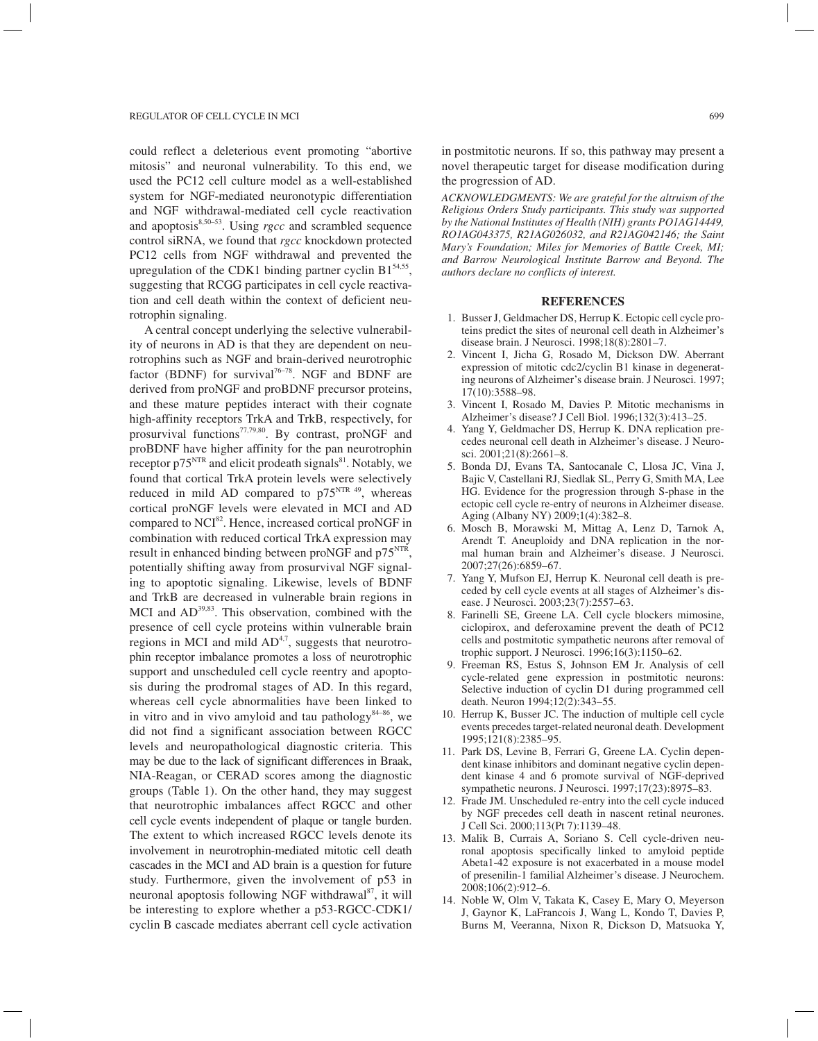could reflect a deleterious event promoting "abortive mitosis" and neuronal vulnerability. To this end, we used the PC12 cell culture model as a well-established system for NGF-mediated neuronotypic differentiation and NGF withdrawal-mediated cell cycle reactivation and apoptosis[8,50–53]. Using *rgcc* and scrambled sequence control siRNA, we found that *rgcc* knockdown protected PC12 cells from NGF withdrawal and prevented the upregulation of the CDK1 binding partner cyclin B1[54,55], suggesting that RCGG participates in cell cycle reactivation and cell death within the context of deficient neurotrophin signaling.

A central concept underlying the selective vulnerability of neurons in AD is that they are dependent on neurotrophins such as NGF and brain-derived neurotrophic factor (BDNF) for survival[76–78]. NGF and BDNF are derived from proNGF and proBDNF precursor proteins, and these mature peptides interact with their cognate high-affinity receptors TrkA and TrkB, respectively, for prosurvival functions[77,79,80]. By contrast, proNGF and proBDNF have higher affinity for the pan neurotrophin receptor $p75^{NTR}$ and elicit prodeath signals[81]. Notably, we found that cortical TrkA protein levels were selectively reduced in mild AD compared to $p75^{NTR}$ [49], whereas cortical proNGF levels were elevated in MCI and AD compared to NCI[82]. Hence, increased cortical proNGF in combination with reduced cortical TrkA expression may result in enhanced binding between proNGF and $p75^{NTR}$, potentially shifting away from prosurvival NGF signaling to apoptotic signaling. Likewise, levels of BDNF and TrkB are decreased in vulnerable brain regions in MCI and AD[39,83]. This observation, combined with the presence of cell cycle proteins within vulnerable brain regions in MCI and mild AD[4,7], suggests that neurotrophin receptor imbalance promotes a loss of neurotrophic support and unscheduled cell cycle reentry and apoptosis during the prodromal stages of AD. In this regard, whereas cell cycle abnormalities have been linked to in vitro and in vivo amyloid and tau pathology[84–86], we did not find a significant association between RGCC levels and neuropathological diagnostic criteria. This may be due to the lack of significant differences in Braak, NIA-Reagan, or CERAD scores among the diagnostic groups (Table 1). On the other hand, they may suggest that neurotrophic imbalances affect RGCC and other cell cycle events independent of plaque or tangle burden. The extent to which increased RGCC levels denote its involvement in neurotrophin-mediated mitotic cell death cascades in the MCI and AD brain is a question for future study. Furthermore, given the involvement of p53 in neuronal apoptosis following NGF withdrawal[87], it will be interesting to explore whether a p53-RGCC-CDK1/cyclin B cascade mediates aberrant cell cycle activation in postmitotic neurons. If so, this pathway may present a novel therapeutic target for disease modification during the progression of AD.

*ACKNOWLEDGMENTS: We are grateful for the altruism of the Religious Orders Study participants. This study was supported by the National Institutes of Health (NIH) grants PO1AG14449, RO1AG043375, R21AG026032, and R21AG042146; the Saint Mary's Foundation; Miles for Memories of Battle Creek, MI; and Barrow Neurological Institute Barrow and Beyond. The authors declare no conflicts of interest.*

## REFERENCES

1. Busser J, Geldmacher DS, Herrup K. Ectopic cell cycle proteins predict the sites of neuronal cell death in Alzheimer's disease brain. J Neurosci. 1998;18(8):2801–7.
2. Vincent I, Jicha G, Rosado M, Dickson DW. Aberrant expression of mitotic cdc2/cyclin B1 kinase in degenerating neurons of Alzheimer's disease brain. J Neurosci. 1997; 17(10):3588–98.
3. Vincent I, Rosado M, Davies P. Mitotic mechanisms in Alzheimer's disease? J Cell Biol. 1996;132(3):413–25.
4. Yang Y, Geldmacher DS, Herrup K. DNA replication precedes neuronal cell death in Alzheimer's disease. J Neurosci. 2001;21(8):2661–8.
5. Bonda DJ, Evans TA, Santocanale C, Llosa JC, Vina J, Bajic V, Castellani RJ, Siedlak SL, Perry G, Smith MA, Lee HG. Evidence for the progression through S-phase in the ectopic cell cycle re-entry of neurons in Alzheimer disease. Aging (Albany NY) 2009;1(4):382–8.
6. Mosch B, Morawski M, Mittag A, Lenz D, Tarnok A, Arendt T. Aneuploidy and DNA replication in the normal human brain and Alzheimer's disease. J Neurosci. 2007;27(26):6859–67.
7. Yang Y, Mufson EJ, Herrup K. Neuronal cell death is preceded by cell cycle events at all stages of Alzheimer's disease. J Neurosci. 2003;23(7):2557–63.
8. Farinelli SE, Greene LA. Cell cycle blockers mimosine, ciclopirox, and deferoxamine prevent the death of PC12 cells and postmitotic sympathetic neurons after removal of trophic support. J Neurosci. 1996;16(3):1150–62.
9. Freeman RS, Estus S, Johnson EM Jr. Analysis of cell cycle-related gene expression in postmitotic neurons: Selective induction of cyclin D1 during programmed cell death. Neuron 1994;12(2):343–55.
10. Herrup K, Busser JC. The induction of multiple cell cycle events precedes target-related neuronal death. Development 1995;121(8):2385–95.
11. Park DS, Levine B, Ferrari G, Greene LA. Cyclin dependent kinase inhibitors and dominant negative cyclin dependent kinase 4 and 6 promote survival of NGF-deprived sympathetic neurons. J Neurosci. 1997;17(23):8975–83.
12. Frade JM. Unscheduled re-entry into the cell cycle induced by NGF precedes cell death in nascent retinal neurones. J Cell Sci. 2000;113(Pt 7):1139–48.
13. Malik B, Currais A, Soriano S. Cell cycle-driven neuronal apoptosis specifically linked to amyloid peptide Abeta1-42 exposure is not exacerbated in a mouse model of presenilin-1 familial Alzheimer's disease. J Neurochem. 2008;106(2):912–6.
14. Noble W, Olm V, Takata K, Casey E, Mary O, Meyerson J, Gaynor K, LaFrancois J, Wang L, Kondo T, Davies P, Burns M, Veeranna, Nixon R, Dickson D, Matsuoka Y,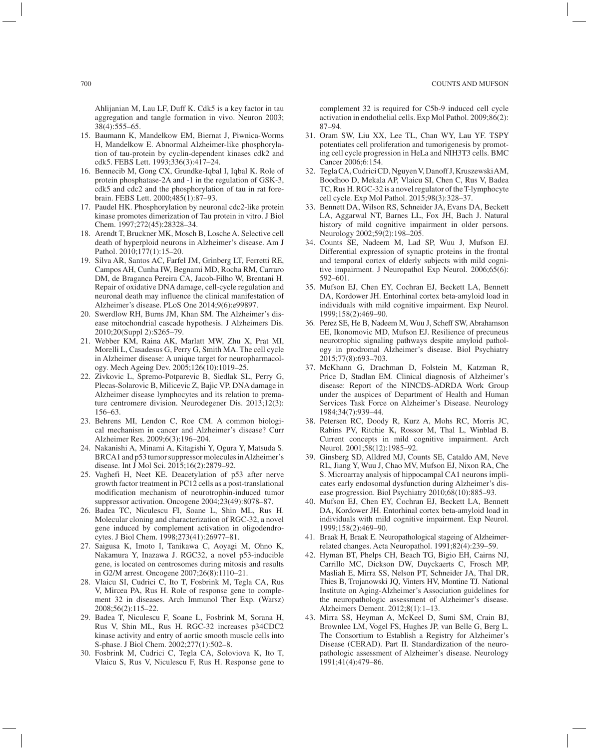Ahlijanian M, Lau LF, Duff K. Cdk5 is a key factor in tau aggregation and tangle formation in vivo. Neuron 2003; 38(4):555–65.

15. Baumann K, Mandelkow EM, Biernat J, Piwnica-Worms H, Mandelkow E. Abnormal Alzheimer-like phosphorylation of tau-protein by cyclin-dependent kinases cdk2 and cdk5. FEBS Lett. 1993;336(3):417–24.
16. Bennecib M, Gong CX, Grundke-Iqbal I, Iqbal K. Role of protein phosphatase-2A and -1 in the regulation of GSK-3, cdk5 and cdc2 and the phosphorylation of tau in rat forebrain. FEBS Lett. 2000;485(1):87–93.
17. Paudel HK. Phosphorylation by neuronal cdc2-like protein kinase promotes dimerization of Tau protein in vitro. J Biol Chem. 1997;272(45):28328–34.
18. Arendt T, Bruckner MK, Mosch B, Losche A. Selective cell death of hyperploid neurons in Alzheimer's disease. Am J Pathol. 2010;177(1):15–20.
19. Silva AR, Santos AC, Farfel JM, Grinberg LT, Ferretti RE, Campos AH, Cunha IW, Begnami MD, Rocha RM, Carraro DM, de Braganca Pereira CA, Jacob-Filho W, Brentani H. Repair of oxidative DNA damage, cell-cycle regulation and neuronal death may influence the clinical manifestation of Alzheimer's disease. PLoS One 2014;9(6):e99897.
20. Swerdlow RH, Burns JM, Khan SM. The Alzheimer's disease mitochondrial cascade hypothesis. J Alzheimers Dis. 2010;20(Suppl 2):S265–79.
21. Webber KM, Raina AK, Marlatt MW, Zhu X, Prat MI, Morelli L, Casadesus G, Perry G, Smith MA. The cell cycle in Alzheimer disease: A unique target for neuropharmacology. Mech Ageing Dev. 2005;126(10):1019–25.
22. Zivkovic L, Spremo-Potparevic B, Siedlak SL, Perry G, Plecas-Solarovic B, Milicevic Z, Bajic VP. DNA damage in Alzheimer disease lymphocytes and its relation to premature centromere division. Neurodegener Dis. 2013;12(3): 156–63.
23. Behrens MI, Lendon C, Roe CM. A common biological mechanism in cancer and Alzheimer's disease? Curr Alzheimer Res. 2009;6(3):196–204.
24. Nakanishi A, Minami A, Kitagishi Y, Ogura Y, Matsuda S. BRCA1 and p53 tumor suppressor molecules in Alzheimer's disease. Int J Mol Sci. 2015;16(2):2879–92.
25. Vaghefi H, Neet KE. Deacetylation of p53 after nerve growth factor treatment in PC12 cells as a post-translational modification mechanism of neurotrophin-induced tumor suppressor activation. Oncogene 2004;23(49):8078–87.
26. Badea TC, Niculescu FI, Soane L, Shin ML, Rus H. Molecular cloning and characterization of RGC-32, a novel gene induced by complement activation in oligodendrocytes. J Biol Chem. 1998;273(41):26977–81.
27. Saigusa K, Imoto I, Tanikawa C, Aoyagi M, Ohno K, Nakamura Y, Inazawa J. RGC32, a novel p53-inducible gene, is located on centrosomes during mitosis and results in G2/M arrest. Oncogene 2007;26(8):1110–21.
28. Vlaicu SI, Cudrici C, Ito T, Fosbrink M, Tegla CA, Rus V, Mircea PA, Rus H. Role of response gene to complement 32 in diseases. Arch Immunol Ther Exp. (Warsz) 2008;56(2):115–22.
29. Badea T, Niculescu F, Soane L, Fosbrink M, Sorana H, Rus V, Shin ML, Rus H. RGC-32 increases p34CDC2 kinase activity and entry of aortic smooth muscle cells into S-phase. J Biol Chem. 2002;277(1):502–8.
30. Fosbrink M, Cudrici C, Tegla CA, Soloviova K, Ito T, Vlaicu S, Rus V, Niculescu F, Rus H. Response gene to complement 32 is required for C5b-9 induced cell cycle activation in endothelial cells. Exp Mol Pathol. 2009;86(2): 87–94.
31. Oram SW, Liu XX, Lee TL, Chan WY, Lau YF. TSPY potentiates cell proliferation and tumorigenesis by promoting cell cycle progression in HeLa and NIH3T3 cells. BMC Cancer 2006;6:154.
32. Tegla CA, Cudrici CD, Nguyen V, Danoff J, Kruszewski AM, Boodhoo D, Mekala AP, Vlaicu SI, Chen C, Rus V, Badea TC, Rus H. RGC-32 is a novel regulator of the T-lymphocyte cell cycle. Exp Mol Pathol. 2015;98(3):328–37.
33. Bennett DA, Wilson RS, Schneider JA, Evans DA, Beckett LA, Aggarwal NT, Barnes LL, Fox JH, Bach J. Natural history of mild cognitive impairment in older persons. Neurology 2002;59(2):198–205.
34. Counts SE, Nadeem M, Lad SP, Wuu J, Mufson EJ. Differential expression of synaptic proteins in the frontal and temporal cortex of elderly subjects with mild cognitive impairment. J Neuropathol Exp Neurol. 2006;65(6): 592–601.
35. Mufson EJ, Chen EY, Cochran EJ, Beckett LA, Bennett DA, Kordower JH. Entorhinal cortex beta-amyloid load in individuals with mild cognitive impairment. Exp Neurol. 1999;158(2):469–90.
36. Perez SE, He B, Nadeem M, Wuu J, Scheff SW, Abrahamson EE, Ikonomovic MD, Mufson EJ. Resilience of precuneus neurotrophic signaling pathways despite amyloid pathology in prodromal Alzheimer's disease. Biol Psychiatry 2015;77(8):693–703.
37. McKhann G, Drachman D, Folstein M, Katzman R, Price D, Stadlan EM. Clinical diagnosis of Alzheimer's disease: Report of the NINCDS-ADRDA Work Group under the auspices of Department of Health and Human Services Task Force on Alzheimer's Disease. Neurology 1984;34(7):939–44.
38. Petersen RC, Doody R, Kurz A, Mohs RC, Morris JC, Rabins PV, Ritchie K, Rossor M, Thal L, Winblad B. Current concepts in mild cognitive impairment. Arch Neurol. 2001;58(12):1985–92.
39. Ginsberg SD, Alldred MJ, Counts SE, Cataldo AM, Neve RL, Jiang Y, Wuu J, Chao MV, Mufson EJ, Nixon RA, Che S. Microarray analysis of hippocampal CA1 neurons implicates early endosomal dysfunction during Alzheimer's disease progression. Biol Psychiatry 2010;68(10):885–93.
40. Mufson EJ, Chen EY, Cochran EJ, Beckett LA, Bennett DA, Kordower JH. Entorhinal cortex beta-amyloid load in individuals with mild cognitive impairment. Exp Neurol. 1999;158(2):469–90.
41. Braak H, Braak E. Neuropathological stageing of Alzheimer-related changes. Acta Neuropathol. 1991;82(4):239–59.
42. Hyman BT, Phelps CH, Beach TG, Bigio EH, Cairns NJ, Carrillo MC, Dickson DW, Duyckaerts C, Frosch MP, Masliah E, Mirra SS, Nelson PT, Schneider JA, Thal DR, Thies B, Trojanowski JQ, Vinters HV, Montine TJ. National Institute on Aging-Alzheimer's Association guidelines for the neuropathologic assessment of Alzheimer's disease. Alzheimers Dement. 2012;8(1):1–13.
43. Mirra SS, Heyman A, McKeel D, Sumi SM, Crain BJ, Brownlee LM, Vogel FS, Hughes JP, van Belle G, Berg L. The Consortium to Establish a Registry for Alzheimer's Disease (CERAD). Part II. Standardization of the neuropathologic assessment of Alzheimer's disease. Neurology 1991;41(4):479–86.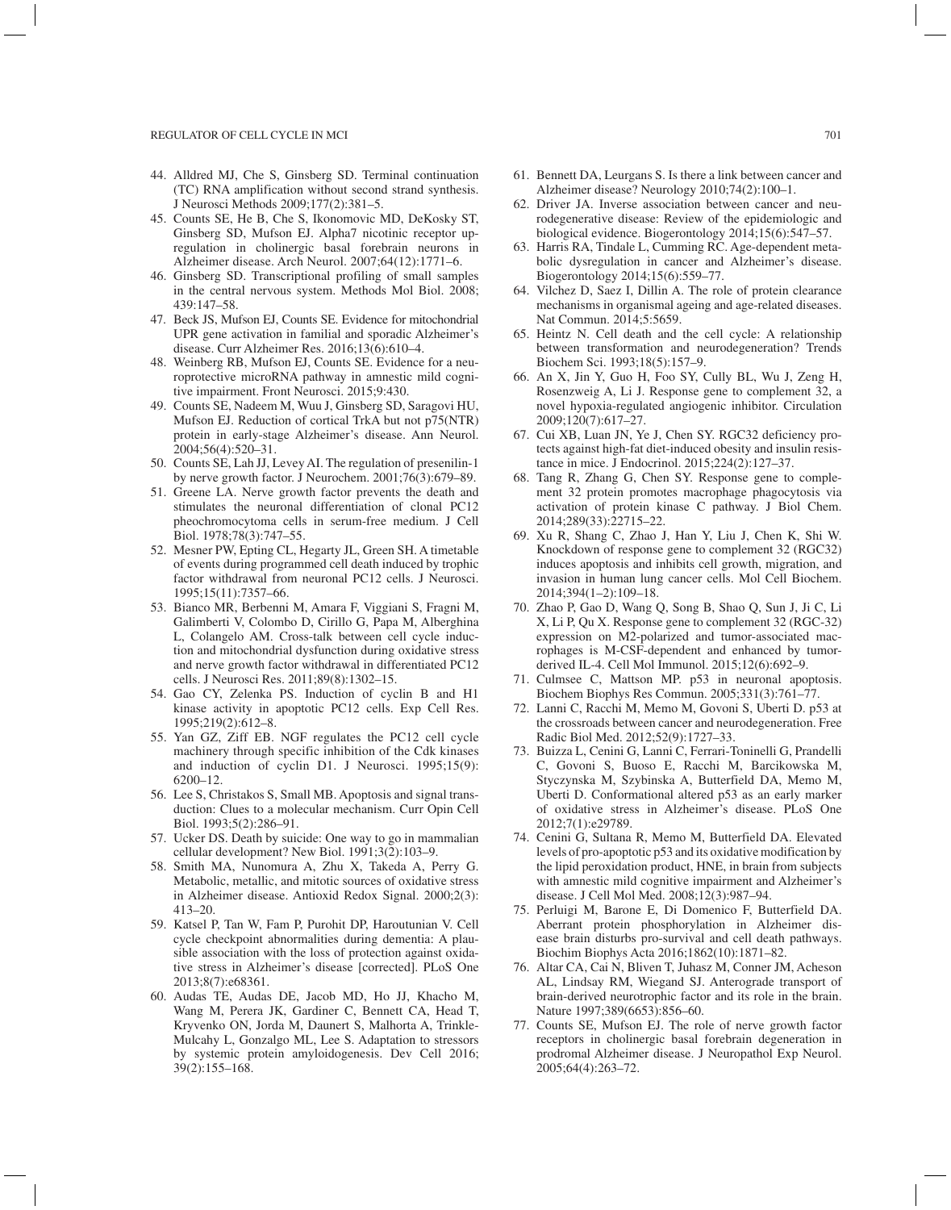44. Alldred MJ, Che S, Ginsberg SD. Terminal continuation (TC) RNA amplification without second strand synthesis. J Neurosci Methods 2009;177(2):381–5.
45. Counts SE, He B, Che S, Ikonomovic MD, DeKosky ST, Ginsberg SD, Mufson EJ. Alpha7 nicotinic receptor upregulation in cholinergic basal forebrain neurons in Alzheimer disease. Arch Neurol. 2007;64(12):1771–6.
46. Ginsberg SD. Transcriptional profiling of small samples in the central nervous system. Methods Mol Biol. 2008; 439:147–58.
47. Beck JS, Mufson EJ, Counts SE. Evidence for mitochondrial UPR gene activation in familial and sporadic Alzheimer's disease. Curr Alzheimer Res. 2016;13(6):610–4.
48. Weinberg RB, Mufson EJ, Counts SE. Evidence for a neuroprotective microRNA pathway in amnestic mild cognitive impairment. Front Neurosci. 2015;9:430.
49. Counts SE, Nadeem M, Wuu J, Ginsberg SD, Saragovi HU, Mufson EJ. Reduction of cortical TrkA but not p75(NTR) protein in early-stage Alzheimer's disease. Ann Neurol. 2004;56(4):520–31.
50. Counts SE, Lah JJ, Levey AI. The regulation of presenilin-1 by nerve growth factor. J Neurochem. 2001;76(3):679–89.
51. Greene LA. Nerve growth factor prevents the death and stimulates the neuronal differentiation of clonal PC12 pheochromocytoma cells in serum-free medium. J Cell Biol. 1978;78(3):747–55.
52. Mesner PW, Epting CL, Hegarty JL, Green SH. A timetable of events during programmed cell death induced by trophic factor withdrawal from neuronal PC12 cells. J Neurosci. 1995;15(11):7357–66.
53. Bianco MR, Berbenni M, Amara F, Viggiani S, Fragni M, Galimberti V, Colombo D, Cirillo G, Papa M, Alberghina L, Colangelo AM. Cross-talk between cell cycle induction and mitochondrial dysfunction during oxidative stress and nerve growth factor withdrawal in differentiated PC12 cells. J Neurosci Res. 2011;89(8):1302–15.
54. Gao CY, Zelenka PS. Induction of cyclin B and H1 kinase activity in apoptotic PC12 cells. Exp Cell Res. 1995;219(2):612–8.
55. Yan GZ, Ziff EB. NGF regulates the PC12 cell cycle machinery through specific inhibition of the Cdk kinases and induction of cyclin D1. J Neurosci. 1995;15(9): 6200–12.
56. Lee S, Christakos S, Small MB. Apoptosis and signal transduction: Clues to a molecular mechanism. Curr Opin Cell Biol. 1993;5(2):286–91.
57. Ucker DS. Death by suicide: One way to go in mammalian cellular development? New Biol. 1991;3(2):103–9.
58. Smith MA, Nunomura A, Zhu X, Takeda A, Perry G. Metabolic, metallic, and mitotic sources of oxidative stress in Alzheimer disease. Antioxid Redox Signal. 2000;2(3): 413–20.
59. Katsel P, Tan W, Fam P, Purohit DP, Haroutunian V. Cell cycle checkpoint abnormalities during dementia: A plausible association with the loss of protection against oxidative stress in Alzheimer's disease [corrected]. PLoS One 2013;8(7):e68361.
60. Audas TE, Audas DE, Jacob MD, Ho JJ, Khacho M, Wang M, Perera JK, Gardiner C, Bennett CA, Head T, Kryvenko ON, Jorda M, Daunert S, Malhorta A, Trinkle-Mulcahy L, Gonzalgo ML, Lee S. Adaptation to stressors by systemic protein amyloidogenesis. Dev Cell 2016; 39(2):155–168.
61. Bennett DA, Leurgans S. Is there a link between cancer and Alzheimer disease? Neurology 2010;74(2):100–1.
62. Driver JA. Inverse association between cancer and neurodegenerative disease: Review of the epidemiologic and biological evidence. Biogerontology 2014;15(6):547–57.
63. Harris RA, Tindale L, Cumming RC. Age-dependent metabolic dysregulation in cancer and Alzheimer's disease. Biogerontology 2014;15(6):559–77.
64. Vilchez D, Saez I, Dillin A. The role of protein clearance mechanisms in organismal ageing and age-related diseases. Nat Commun. 2014;5:5659.
65. Heintz N. Cell death and the cell cycle: A relationship between transformation and neurodegeneration? Trends Biochem Sci. 1993;18(5):157–9.
66. An X, Jin Y, Guo H, Foo SY, Cully BL, Wu J, Zeng H, Rosenzweig A, Li J. Response gene to complement 32, a novel hypoxia-regulated angiogenic inhibitor. Circulation 2009;120(7):617–27.
67. Cui XB, Luan JN, Ye J, Chen SY. RGC32 deficiency protects against high-fat diet-induced obesity and insulin resistance in mice. J Endocrinol. 2015;224(2):127–37.
68. Tang R, Zhang G, Chen SY. Response gene to complement 32 protein promotes macrophage phagocytosis via activation of protein kinase C pathway. J Biol Chem. 2014;289(33):22715–22.
69. Xu R, Shang C, Zhao J, Han Y, Liu J, Chen K, Shi W. Knockdown of response gene to complement 32 (RGC32) induces apoptosis and inhibits cell growth, migration, and invasion in human lung cancer cells. Mol Cell Biochem. 2014;394(1–2):109–18.
70. Zhao P, Gao D, Wang Q, Song B, Shao Q, Sun J, Ji C, Li X, Li P, Qu X. Response gene to complement 32 (RGC-32) expression on M2-polarized and tumor-associated macrophages is M-CSF-dependent and enhanced by tumor-derived IL-4. Cell Mol Immunol. 2015;12(6):692–9.
71. Culmsee C, Mattson MP. p53 in neuronal apoptosis. Biochem Biophys Res Commun. 2005;331(3):761–77.
72. Lanni C, Racchi M, Memo M, Govoni S, Uberti D. p53 at the crossroads between cancer and neurodegeneration. Free Radic Biol Med. 2012;52(9):1727–33.
73. Buizza L, Cenini G, Lanni C, Ferrari-Toninelli G, Prandelli C, Govoni S, Buoso E, Racchi M, Barcikowska M, Styczynska M, Szybinska A, Butterfield DA, Memo M, Uberti D. Conformational altered p53 as an early marker of oxidative stress in Alzheimer's disease. PLoS One 2012;7(1):e29789.
74. Cenini G, Sultana R, Memo M, Butterfield DA. Elevated levels of pro-apoptotic p53 and its oxidative modification by the lipid peroxidation product, HNE, in brain from subjects with amnestic mild cognitive impairment and Alzheimer's disease. J Cell Mol Med. 2008;12(3):987–94.
75. Perluigi M, Barone E, Di Domenico F, Butterfield DA. Aberrant protein phosphorylation in Alzheimer disease brain disturbs pro-survival and cell death pathways. Biochim Biophys Acta 2016;1862(10):1871–82.
76. Altar CA, Cai N, Bliven T, Juhasz M, Conner JM, Acheson AL, Lindsay RM, Wiegand SJ. Anterograde transport of brain-derived neurotrophic factor and its role in the brain. Nature 1997;389(6653):856–60.
77. Counts SE, Mufson EJ. The role of nerve growth factor receptors in cholinergic basal forebrain degeneration in prodromal Alzheimer disease. J Neuropathol Exp Neurol. 2005;64(4):263–72.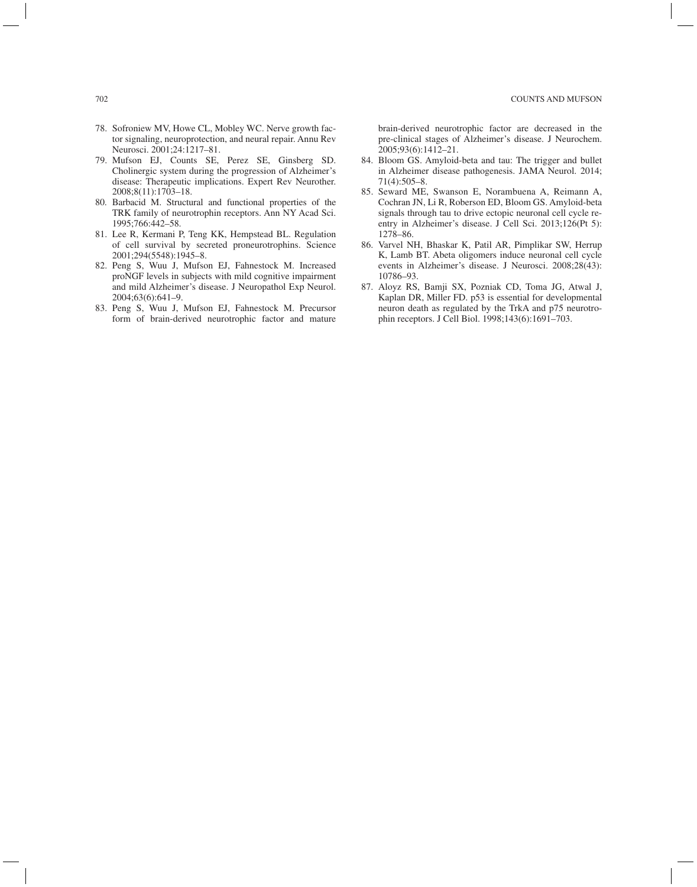78. Sofroniew MV, Howe CL, Mobley WC. Nerve growth factor signaling, neuroprotection, and neural repair. Annu Rev Neurosci. 2001;24:1217–81.
79. Mufson EJ, Counts SE, Perez SE, Ginsberg SD. Cholinergic system during the progression of Alzheimer's disease: Therapeutic implications. Expert Rev Neurother. 2008;8(11):1703–18.
80. Barbacid M. Structural and functional properties of the TRK family of neurotrophin receptors. Ann NY Acad Sci. 1995;766:442–58.
81. Lee R, Kermani P, Teng KK, Hempstead BL. Regulation of cell survival by secreted proneurotrophins. Science 2001;294(5548):1945–8.
82. Peng S, Wuu J, Mufson EJ, Fahnestock M. Increased proNGF levels in subjects with mild cognitive impairment and mild Alzheimer's disease. J Neuropathol Exp Neurol. 2004;63(6):641–9.
83. Peng S, Wuu J, Mufson EJ, Fahnestock M. Precursor form of brain-derived neurotrophic factor and mature brain-derived neurotrophic factor are decreased in the pre-clinical stages of Alzheimer's disease. J Neurochem. 2005;93(6):1412–21.
84. Bloom GS. Amyloid-beta and tau: The trigger and bullet in Alzheimer disease pathogenesis. JAMA Neurol. 2014; 71(4):505–8.
85. Seward ME, Swanson E, Norambuena A, Reimann A, Cochran JN, Li R, Roberson ED, Bloom GS. Amyloid-beta signals through tau to drive ectopic neuronal cell cycle reentry in Alzheimer's disease. J Cell Sci. 2013;126(Pt 5): 1278–86.
86. Varvel NH, Bhaskar K, Patil AR, Pimplikar SW, Herrup K, Lamb BT. Abeta oligomers induce neuronal cell cycle events in Alzheimer's disease. J Neurosci. 2008;28(43): 10786–93.
87. Aloyz RS, Bamji SX, Pozniak CD, Toma JG, Atwal J, Kaplan DR, Miller FD. p53 is essential for developmental neuron death as regulated by the TrkA and p75 neurotrophin receptors. J Cell Biol. 1998;143(6):1691–703.